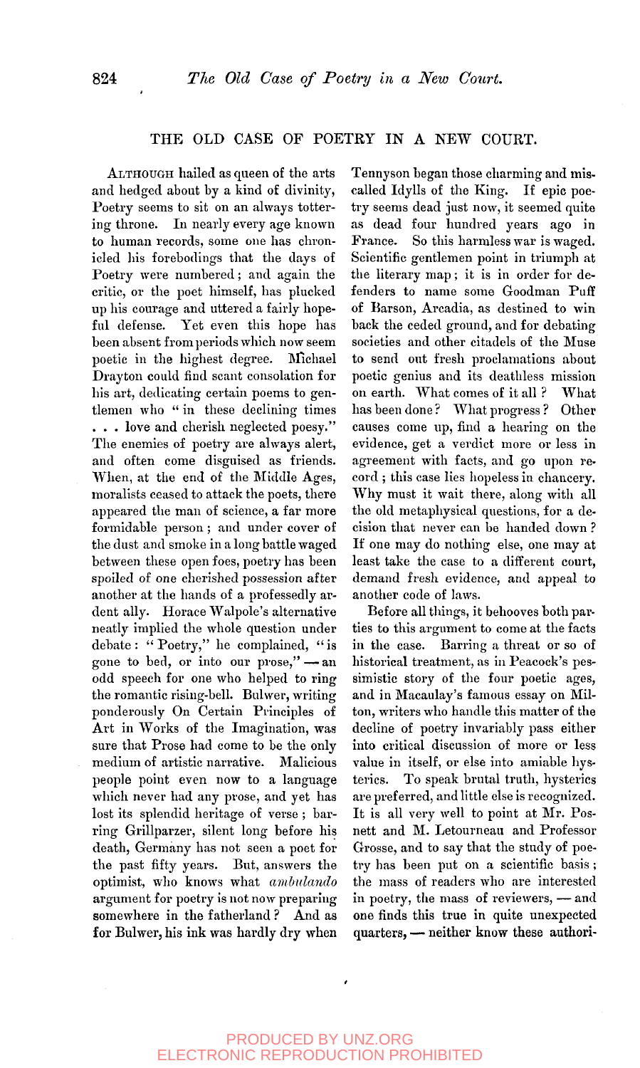# THE OLD CASE OF POETRY IN A NEW COURT.

Although hailed as queen of the arts and hedged about by a kind of divinity, Poetry seems to sit on an always tottering throne. In nearly every age known to human records, some one has chronicled his forebodings that the days of Poetry were numbered; and again the critic, or the poet himself, has plucked up his courage and uttered a fairly hopeful defense. Yet even this hope has been absent from periods which now seem poetic in the highest degree. Michael Drayton could find scant consolation for his art, dedicating certain poems to gentlemen who "in these declining times . . . love and cherish neglected poesy." The enemies of poetry are always alert, and often come disguised as friends. When, at the end of the Middle Ages, moralists ceased to attack the poets, there appeared the man of science, a far more formidable person; and under cover of the dust and smoke in a long battle waged between these open foes, poetry has been spoiled of one cherished possession after another at the hands of a professedly ardent ally. Horace Walpole's alternative neatly implied the whole question under debate: "Poetry," he complained, "is gone to bed, or into our prose," — an odd speech for one who helped to ring the romantic rising-bell. Bulwer, writing ponderously On Certain Principles of Art in Works of the Imagination, was sure that Prose had come to be the only medium of artistic narrative. Malicious people point even now to a language which never had any prose, and yet has lost its splendid heritage of verse; barring Grillparzer, silent long before his death, Germany has not seen a poet for the past fifty years. But, answers the optimist, who knows what *ambulando* argument for poetry is not now preparing somewhere in the fatherland? And as for Bulwer, his ink was hardly dry when Tennyson began those charming and miscalled Idylls of the King. If epic poetry seems dead just now, it seemed quite as dead four hundred years ago in France. So this harmless war is waged. Scientific gentlemen point in triumph at the literary map; it is in order for defenders to name some Goodman Puff of Barson, Arcadia, as destined to win back the ceded ground, and for debating societies and other citadels of the Muse to send out fresh proclamations about poetic genius and its deathless mission on earth. What comes of it all? What has been done? What progress? Other causes come up, find a hearing on the evidence, get a verdict more or less in agreement with facts, and go upon record; this case lies hopeless in chancery. Why must it wait there, along with all the old metaphysical questions, for a decision that never can be handed down? If one may do nothing else, one may at least take the case to a different court, demand fresh evidence, and appeal to another code of laws.

Before all things, it behooves both parties to this argument to come at the facts in the case. Barring a threat or so of historical treatment, as in Peacock's pessimistic story of the four poetic ages, and in Macaulay's famous essay on Milton, writers who handle this matter of the decline of poetry invariably pass either into critical discussion of more or less value in itself, or else into amiable hysterics. To speak brutal truth, hysterics are preferred, and little else is recognized. It is all very well to point at Mr. Posnett and M. Letourneau and Professor Grosse, and to say that the study of poetry has been put on a scientific basis; the mass of readers who are interested in poetry, the mass of reviewers, — and one finds this true in quite unexpected quarters, — neither know these authori-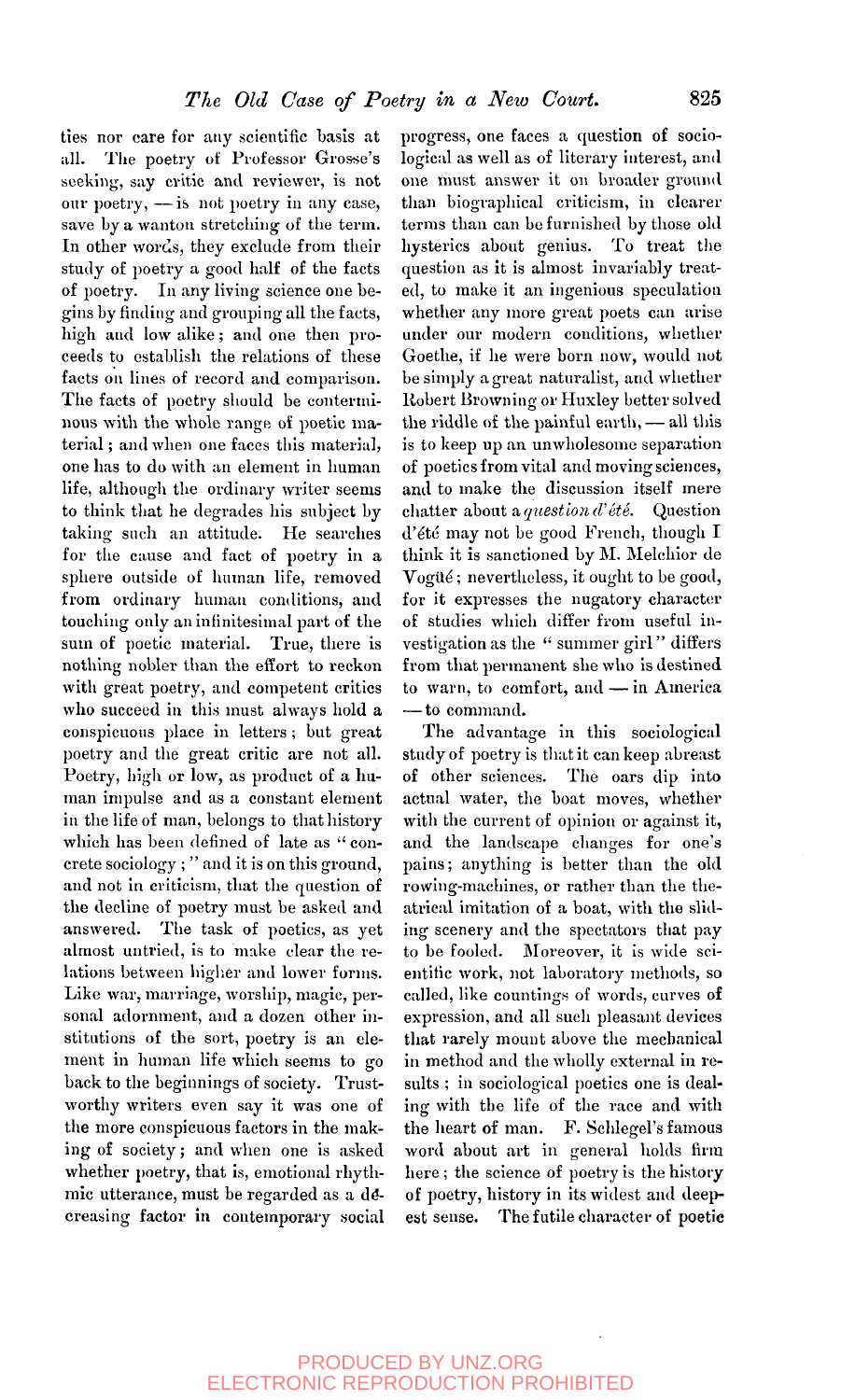ties nor care for any scientific basis at all. The poetry of Professor Grosse's seeking, say critic and reviewer, is not our poetry, — is not poetry in any case, save by a wanton stretching of the term. In other words, they exclude from their study of poetry a good half of the facts of poetry. In any living science one begins by finding and grouping all the facts, high and low alike; and one then proceeds to establish the relations of these facts on lines of record and comparison. The facts of poetry should be conterminous with the whole range of poetic material; and when one faces this material, one has to do with an element in human life, although the ordinary writer seems to think that he degrades his subject by taking such an attitude. He searches for the cause and fact of poetry in a sphere outside of human life, removed from ordinary human conditions, and touching only an infinitesimal part of the sum of poetic material. True, there is nothing nobler than the effort to reckon with great poetry, and competent critics who succeed in this must always hold a conspicuous place in letters; but great poetry and the great critic are not all. Poetry, high or low, as product of a human impulse and as a constant element in the life of man, belongs to that history which has been defined of late as "concrete sociology;" and it is on this ground, and not in criticism, that the question of the decline of poetry must be asked and answered. The task of poetics, as yet almost untried, is to make clear the relations between higher and lower forms. Like war, marriage, worship, magic, personal adornment, and a dozen other institutions of the sort, poetry is an element in human life which seems to go back to the beginnings of society. Trustworthy writers even say it was one of the more conspicuous factors in the making of society; and when one is asked whether poetry, that is, emotional rhythmic utterance, must be regarded as a decreasing factor in contemporary social progress, one faces a question of sociological as well as of literary interest, and one must answer it on broader ground than biographical criticism, in clearer terms than can be furnished by those old hysterics about genius. To treat the question as it is almost invariably treated, to make it an ingenious speculation whether any more great poets can arise under our modern conditions, whether Goethe, if he were born now, would not be simply a great naturalist, and whether Robert Browning or Huxley better solved the riddle of the painful earth, — all this is to keep up an unwholesome separation of poetics from vital and moving sciences, and to make the discussion itself mere chatter about a *question d'été*. Question d'été may not be good French, though I think it is sanctioned by M. Melchior de Vogüé; nevertheless, it ought to be good, for it expresses the nugatory character of studies which differ from useful investigation as the "summer girl" differs from that permanent she who is destined to warn, to comfort, and — in America — to command.

The advantage in this sociological study of poetry is that it can keep abreast of other sciences. The oars dip into actual water, the boat moves, whether with the current of opinion or against it, and the landscape changes for one's pains; anything is better than the old rowing-machines, or rather than the theatrical imitation of a boat, with the sliding scenery and the spectators that pay to be fooled. Moreover, it is wide scientific work, not laboratory methods, so called, like countings of words, curves of expression, and all such pleasant devices that rarely mount above the mechanical in method and the wholly external in results; in sociological poetics one is dealing with the life of the race and with the heart of man. F. Schlegel's famous word about art in general holds firm here; the science of poetry is the history of poetry, history in its widest and deepest sense. The futile character of poetic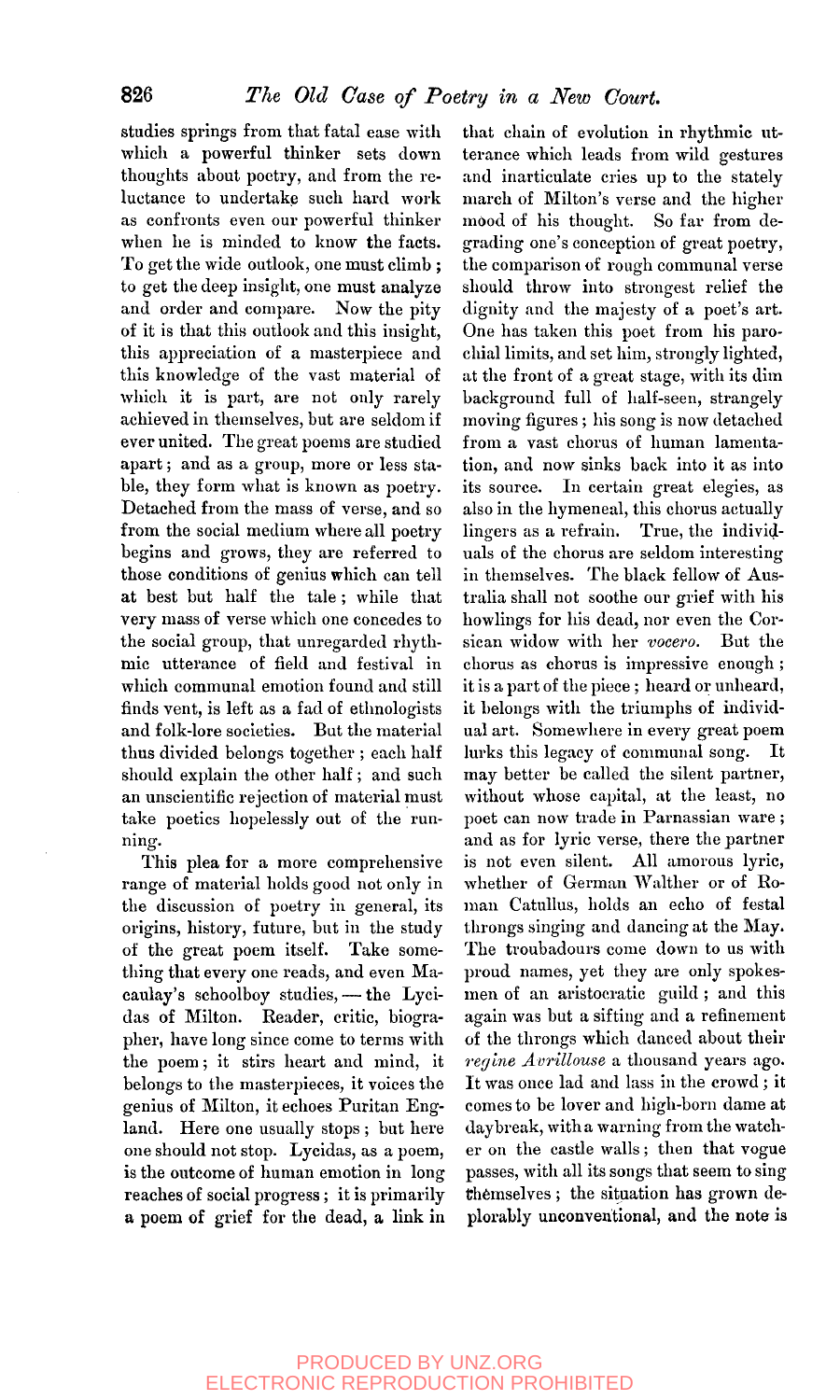studies springs from that fatal ease with which a powerful thinker sets down thoughts about poetry, and from the reluctance to undertake such hard work as confronts even our powerful thinker when he is minded to know the facts. To get the wide outlook, one must climb; to get the deep insight, one must analyze and order and compare. Now the pity of it is that this outlook and this insight, this appreciation of a masterpiece and this knowledge of the vast material of which it is part, are not only rarely achieved in themselves, but are seldom if ever united. The great poems are studied apart; and as a group, more or less stable, they form what is known as poetry. Detached from the mass of verse, and so from the social medium where all poetry begins and grows, they are referred to those conditions of genius which can tell at best but half the tale; while that very mass of verse which one concedes to the social group, that unregarded rhythmic utterance of field and festival in which communal emotion found and still finds vent, is left as a fad of ethnologists and folk-lore societies. But the material thus divided belongs together; each half should explain the other half; and such an unscientific rejection of material must take poetics hopelessly out of the running.

This plea for a more comprehensive range of material holds good not only in the discussion of poetry in general, its origins, history, future, but in the study of the great poem itself. Take something that every one reads, and even Macaulay's schoolboy studies, — the Lycidas of Milton. Reader, critic, biographer, have long since come to terms with the poem; it stirs heart and mind, it belongs to the masterpieces, it voices the genius of Milton, it echoes Puritan England. Here one usually stops; but here one should not stop. Lycidas, as a poem, is the outcome of human emotion in long reaches of social progress; it is primarily a poem of grief for the dead, a link in that chain of evolution in rhythmic utterance which leads from wild gestures and inarticulate cries up to the stately march of Milton's verse and the higher mood of his thought. So far from degrading one's conception of great poetry, the comparison of rough communal verse should throw into strongest relief the dignity and the majesty of a poet's art. One has taken this poet from his parochial limits, and set him, strongly lighted, at the front of a great stage, with its dim background full of half-seen, strangely moving figures; his song is now detached from a vast chorus of human lamentation, and now sinks back into it as into its source. In certain great elegies, as also in the hymeneal, this chorus actually lingers as a refrain. True, the individuals of the chorus are seldom interesting in themselves. The black fellow of Australia shall not soothe our grief with his howlings for his dead, nor even the Corsican widow with her *vocero*. But the chorus as chorus is impressive enough; it is a part of the piece; heard or unheard, it belongs with the triumphs of individual art. Somewhere in every great poem lurks this legacy of communal song. It may better be called the silent partner, without whose capital, at the least, no poet can now trade in Parnassian ware; and as for lyric verse, there the partner is not even silent. All amorous lyric, whether of German Walther or of Roman Catullus, holds an echo of festal throngs singing and dancing at the May. The troubadours come down to us with proud names, yet they are only spokesmen of an aristocratic guild; and this again was but a sifting and a refinement of the throngs which danced about their *regine Avrillouse* a thousand years ago. It was once lad and lass in the crowd; it comes to be lover and high-born dame at daybreak, with a warning from the watcher on the castle walls; then that vogue passes, with all its songs that seem to sing themselves; the situation has grown deplorably unconventional, and the note is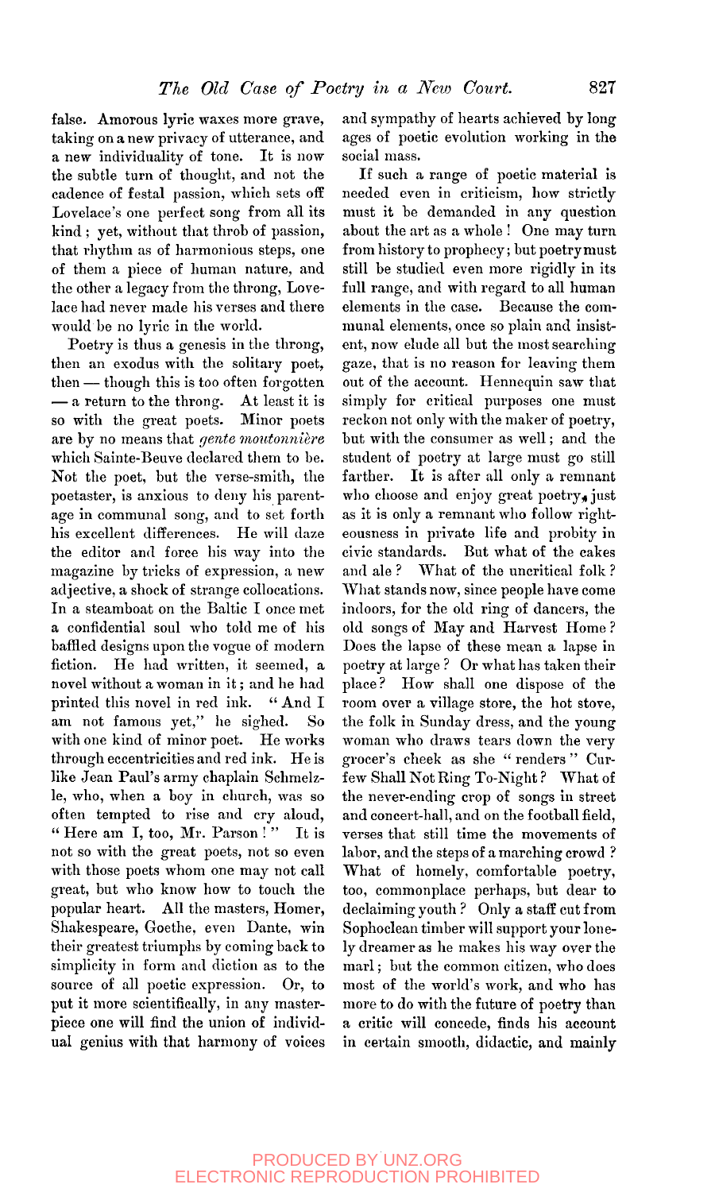false. Amorous lyric waxes more grave, taking on a new privacy of utterance, and a new individuality of tone. It is now the subtle turn of thought, and not the cadence of festal passion, which sets off Lovelace's one perfect song from all its kind; yet, without that throb of passion, that rhythm as of harmonious steps, one of them a piece of human nature, and the other a legacy from the throng, Lovelace had never made his verses and there would be no lyric in the world.

Poetry is thus a genesis in the throng, then an exodus with the solitary poet, then — though this is too often forgotten — a return to the throng. At least it is so with the great poets. Minor poets are by no means that *gente moutonnière* which Sainte-Beuve declared them to be. Not the poet, but the verse-smith, the poetaster, is anxious to deny his parentage in communal song, and to set forth his excellent differences. He will daze the editor and force his way into the magazine by tricks of expression, a new adjective, a shock of strange collocations. In a steamboat on the Baltic I once met a confidential soul who told me of his baffled designs upon the vogue of modern fiction. He had written, it seemed, a novel without a woman in it; and he had printed this novel in red ink. "And I am not famous yet," he sighed. So with one kind of minor poet. He works through eccentricities and red ink. He is like Jean Paul's army chaplain Schmelzle, who, when a boy in church, was so often tempted to rise and cry aloud, "Here am I, too, Mr. Parson!" It is not so with the great poets, not so even with those poets whom one may not call great, but who know how to touch the popular heart. All the masters, Homer, Shakespeare, Goethe, even Dante, win their greatest triumphs by coming back to simplicity in form and diction as to the source of all poetic expression. Or, to put it more scientifically, in any masterpiece one will find the union of individual genius with that harmony of voices and sympathy of hearts achieved by long ages of poetic evolution working in the social mass.

If such a range of poetic material is needed even in criticism, how strictly must it be demanded in any question about the art as a whole! One may turn from history to prophecy; but poetry must still be studied even more rigidly in its full range, and with regard to all human elements in the case. Because the communal elements, once so plain and insistent, now elude all but the most searching gaze, that is no reason for leaving them out of the account. Hennequin saw that simply for critical purposes one must reckon not only with the maker of poetry, but with the consumer as well; and the student of poetry at large must go still farther. It is after all only a remnant who choose and enjoy great poetry, just as it is only a remnant who follow righteousness in private life and probity in civic standards. But what of the cakes and ale? What of the uncritical folk? What stands now, since people have come indoors, for the old ring of dancers, the old songs of May and Harvest Home? Does the lapse of these mean a lapse in poetry at large? Or what has taken their place? How shall one dispose of the room over a village store, the hot stove, the folk in Sunday dress, and the young woman who draws tears down the very grocer's cheek as she "renders" Curfew Shall Not Ring To-Night? What of the never-ending crop of songs in street and concert-hall, and on the football field, verses that still time the movements of labor, and the steps of a marching crowd? What of homely, comfortable poetry, too, commonplace perhaps, but dear to declaiming youth? Only a staff cut from Sophoclean timber will support your lonely dreamer as he makes his way over the marl; but the common citizen, who does most of the world's work, and who has more to do with the future of poetry than a critic will concede, finds his account in certain smooth, didactic, and mainly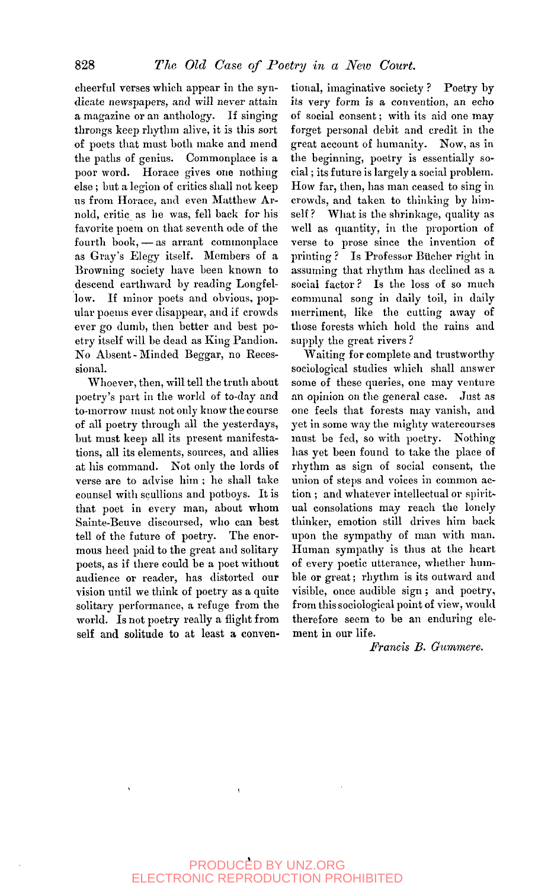cheerful verses which appear in the syndicate newspapers, and will never attain a magazine or an anthology. If singing throngs keep rhythm alive, it is this sort of poets that must both make and mend the paths of genius. Commonplace is a poor word. Horace gives one nothing else; but a legion of critics shall not keep us from Horace, and even Matthew Arnold, critic as he was, fell back for his favorite poem on that seventh ode of the fourth book, — as arrant commonplace as Gray's Elegy itself. Members of a Browning society have been known to descend earthward by reading Longfellow. If minor poets and obvious, popular poems ever disappear, and if crowds ever go dumb, then better and best poetry itself will be dead as King Pandion. No Absent-Minded Beggar, no Recessional.

Whoever, then, will tell the truth about poetry's part in the world of to-day and to-morrow must not only know the course of all poetry through all the yesterdays, but must keep all its present manifestations, all its elements, sources, and allies at his command. Not only the lords of verse are to advise him; he shall take counsel with scullions and potboys. It is that poet in every man, about whom Sainte-Beuve discoursed, who can best tell of the future of poetry. The enormous heed paid to the great and solitary poets, as if there could be a poet without audience or reader, has distorted our vision until we think of poetry as a quite solitary performance, a refuge from the world. Is not poetry really a flight from self and solitude to at least a conventional, imaginative society? Poetry by its very form is a convention, an echo of social consent; with its aid one may forget personal debit and credit in the great account of humanity. Now, as in the beginning, poetry is essentially social; its future is largely a social problem. How far, then, has man ceased to sing in crowds, and taken to thinking by himself? What is the shrinkage, quality as well as quantity, in the proportion of verse to prose since the invention of printing? Is Professor Bücher right in assuming that rhythm has declined as a social factor? Is the loss of so much communal song in daily toil, in daily merriment, like the cutting away of those forests which hold the rains and supply the great rivers?

Waiting for complete and trustworthy sociological studies which shall answer some of these queries, one may venture an opinion on the general case. Just as one feels that forests may vanish, and yet in some way the mighty watercourses must be fed, so with poetry. Nothing has yet been found to take the place of rhythm as sign of social consent, the union of steps and voices in common action; and whatever intellectual or spiritual consolations may reach the lonely thinker, emotion still drives him back upon the sympathy of man with man. Human sympathy is thus at the heart of every poetic utterance, whether humble or great; rhythm is its outward and visible, once audible sign; and poetry, from this sociological point of view, would therefore seem to be an enduring element in our life.

*Francis B. Gummere.*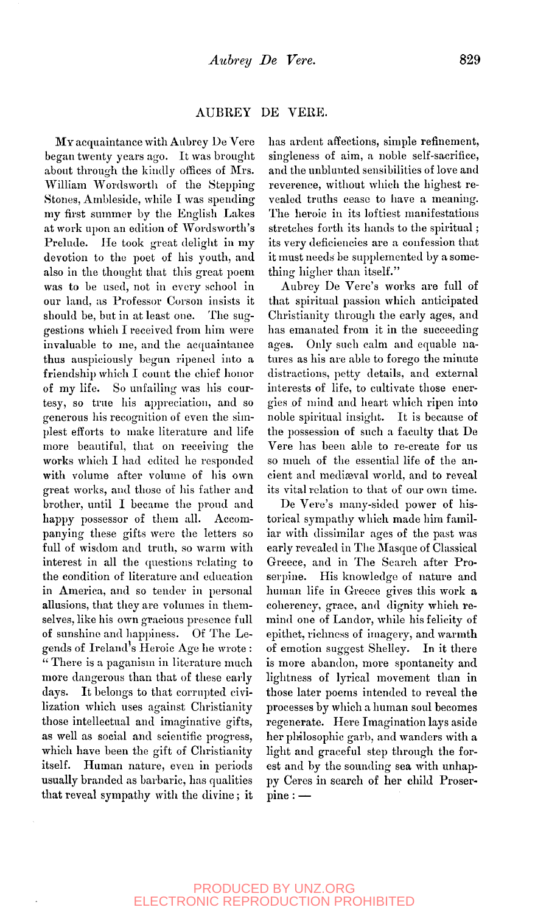## AUBREY DE VERE.

My acquaintance with Aubrey De Vere began twenty years ago. It was brought about through the kindly offices of Mrs. William Wordsworth of the Stepping Stones, Ambleside, while I was spending my first summer by the English Lakes at work upon an edition of Wordsworth's Prelude. He took great delight in my devotion to the poet of his youth, and also in the thought that this great poem was to be used, not in every school in our land, as Professor Corson insists it should be, but in at least one. The suggestions which I received from him were invaluable to me, and the acquaintance thus auspiciously begun ripened into a friendship which I count the chief honor of my life. So unfailing was his courtesy, so true his appreciation, and so generous his recognition of even the simplest efforts to make literature and life more beautiful, that on receiving the works which I had edited he responded with volume after volume of his own great works, and those of his father and brother, until I became the proud and happy possessor of them all. Accompanying these gifts were the letters so full of wisdom and truth, so warm with interest in all the questions relating to the condition of literature and education in America, and so tender in personal allusions, that they are volumes in themselves, like his own gracious presence full of sunshine and happiness. Of The Legends of Ireland's Heroic Age he wrote: "There is a paganism in literature much more dangerous than that of these early days. It belongs to that corrupted civilization which uses against Christianity those intellectual and imaginative gifts, as well as social and scientific progress, which have been the gift of Christianity itself. Human nature, even in periods usually branded as barbaric, has qualities that reveal sympathy with the divine; it has ardent affections, simple refinement, singleness of aim, a noble self-sacrifice, and the unblunted sensibilities of love and reverence, without which the highest revealed truths cease to have a meaning. The heroic in its loftiest manifestations stretches forth its hands to the spiritual; its very deficiencies are a confession that it must needs be supplemented by a something higher than itself."

Aubrey De Vere's works are full of that spiritual passion which anticipated Christianity through the early ages, and has emanated from it in the succeeding ages. Only such calm and equable natures as his are able to forego the minute distractions, petty details, and external interests of life, to cultivate those energies of mind and heart which ripen into noble spiritual insight. It is because of the possession of such a faculty that De Vere has been able to re-create for us so much of the essential life of the ancient and mediæval world, and to reveal its vital relation to that of our own time.

De Vere's many-sided power of historical sympathy which made him familiar with dissimilar ages of the past was early revealed in The Masque of Classical Greece, and in The Search after Proserpine. His knowledge of nature and human life in Greece gives this work a coherency, grace, and dignity which remind one of Landor, while his felicity of epithet, richness of imagery, and warmth of emotion suggest Shelley. In it there is more abandon, more spontaneity and lightness of lyrical movement than in those later poems intended to reveal the processes by which a human soul becomes regenerate. Here Imagination lays aside her philosophic garb, and wanders with a light and graceful step through the forest and by the sounding sea with unhappy Ceres in search of her child Proserpine: —